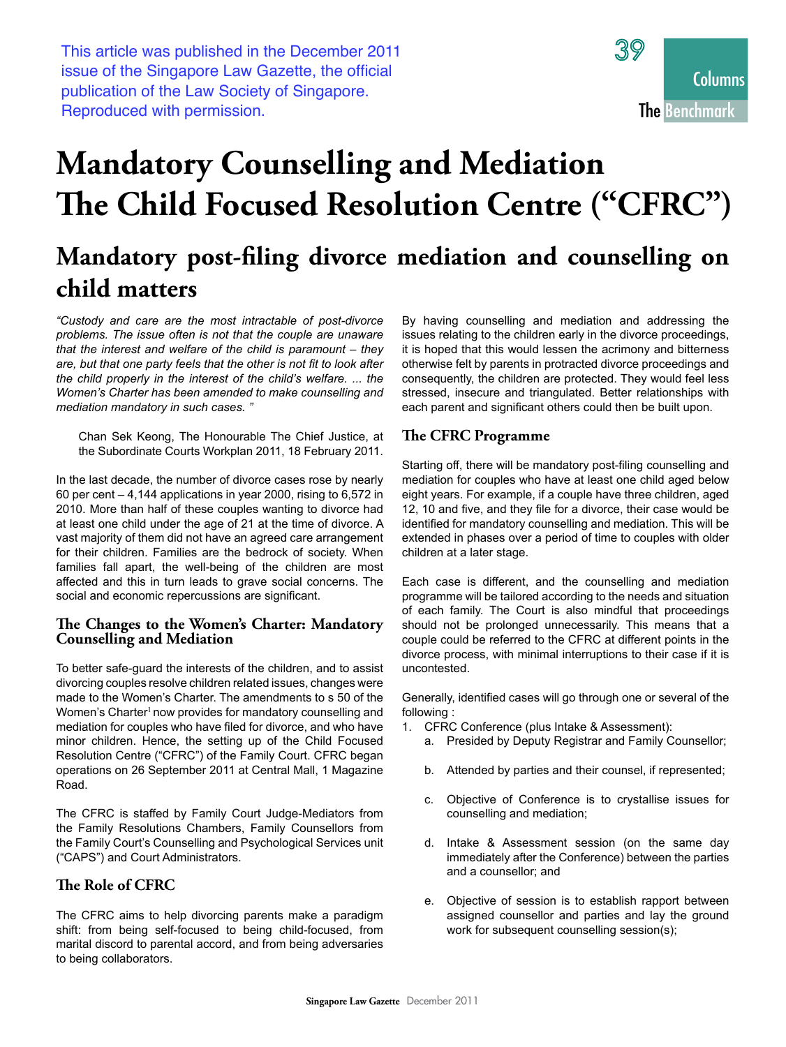This article was published in the December 2011 issue of the Singapore Law Gazette, the official publication of the Law Society of Singapore. Reproduced with permission.

# Mandatory Counselling and Mediation The Child Focused Resolution Centre ("CFRC")

## Mandatory post-filing divorce mediation and counselling on child matters

*"Custody and care are the most intractable of post-divorce problems. The issue often is not that the couple are unaware that the interest and welfare of the child is paramount – they are, but that one party feels that the other is not fit to look after the child properly in the interest of the child's welfare. ... the Women's Charter has been amended to make counselling and mediation mandatory in such cases. "*

> Chan Sek Keong, The Honourable The Chief Justice, at the Subordinate Courts Workplan 2011, 18 February 2011.

In the last decade, the number of divorce cases rose by nearly 60 per cent – 4,144 applications in year 2000, rising to 6,572 in 2010. More than half of these couples wanting to divorce had at least one child under the age of 21 at the time of divorce. A vast majority of them did not have an agreed care arrangement for their children. Families are the bedrock of society. When families fall apart, the well-being of the children are most affected and this in turn leads to grave social concerns. The social and economic repercussions are significant.

### The Changes to the Women's Charter: Mandatory Counselling and Mediation

To better safe-guard the interests of the children, and to assist divorcing couples resolve children related issues, changes were made to the Women's Charter. The amendments to s 50 of the Women's Charter[1] now provides for mandatory counselling and mediation for couples who have filed for divorce, and who have minor children. Hence, the setting up of the Child Focused Resolution Centre ("CFRC") of the Family Court. CFRC began operations on 26 September 2011 at Central Mall, 1 Magazine Road.

The CFRC is staffed by Family Court Judge-Mediators from the Family Resolutions Chambers, Family Counsellors from the Family Court's Counselling and Psychological Services unit ("CAPS") and Court Administrators.

### The Role of CFRC

The CFRC aims to help divorcing parents make a paradigm shift: from being self-focused to being child-focused, from marital discord to parental accord, and from being adversaries to being collaborators.

By having counselling and mediation and addressing the issues relating to the children early in the divorce proceedings, it is hoped that this would lessen the acrimony and bitterness otherwise felt by parents in protracted divorce proceedings and consequently, the children are protected. They would feel less stressed, insecure and triangulated. Better relationships with each parent and significant others could then be built upon.

### The CFRC Programme

Starting off, there will be mandatory post-filing counselling and mediation for couples who have at least one child aged below eight years. For example, if a couple have three children, aged 12, 10 and five, and they file for a divorce, their case would be identified for mandatory counselling and mediation. This will be extended in phases over a period of time to couples with older children at a later stage.

Each case is different, and the counselling and mediation programme will be tailored according to the needs and situation of each family. The Court is also mindful that proceedings should not be prolonged unnecessarily. This means that a couple could be referred to the CFRC at different points in the divorce process, with minimal interruptions to their case if it is uncontested.

Generally, identified cases will go through one or several of the following :

1. CFRC Conference (plus Intake & Assessment):
    a. Presided by Deputy Registrar and Family Counsellor;
    b. Attended by parties and their counsel, if represented;
    c. Objective of Conference is to crystallise issues for counselling and mediation;
    d. Intake & Assessment session (on the same day immediately after the Conference) between the parties and a counsellor; and
    e. Objective of session is to establish rapport between assigned counsellor and parties and lay the ground work for subsequent counselling session(s);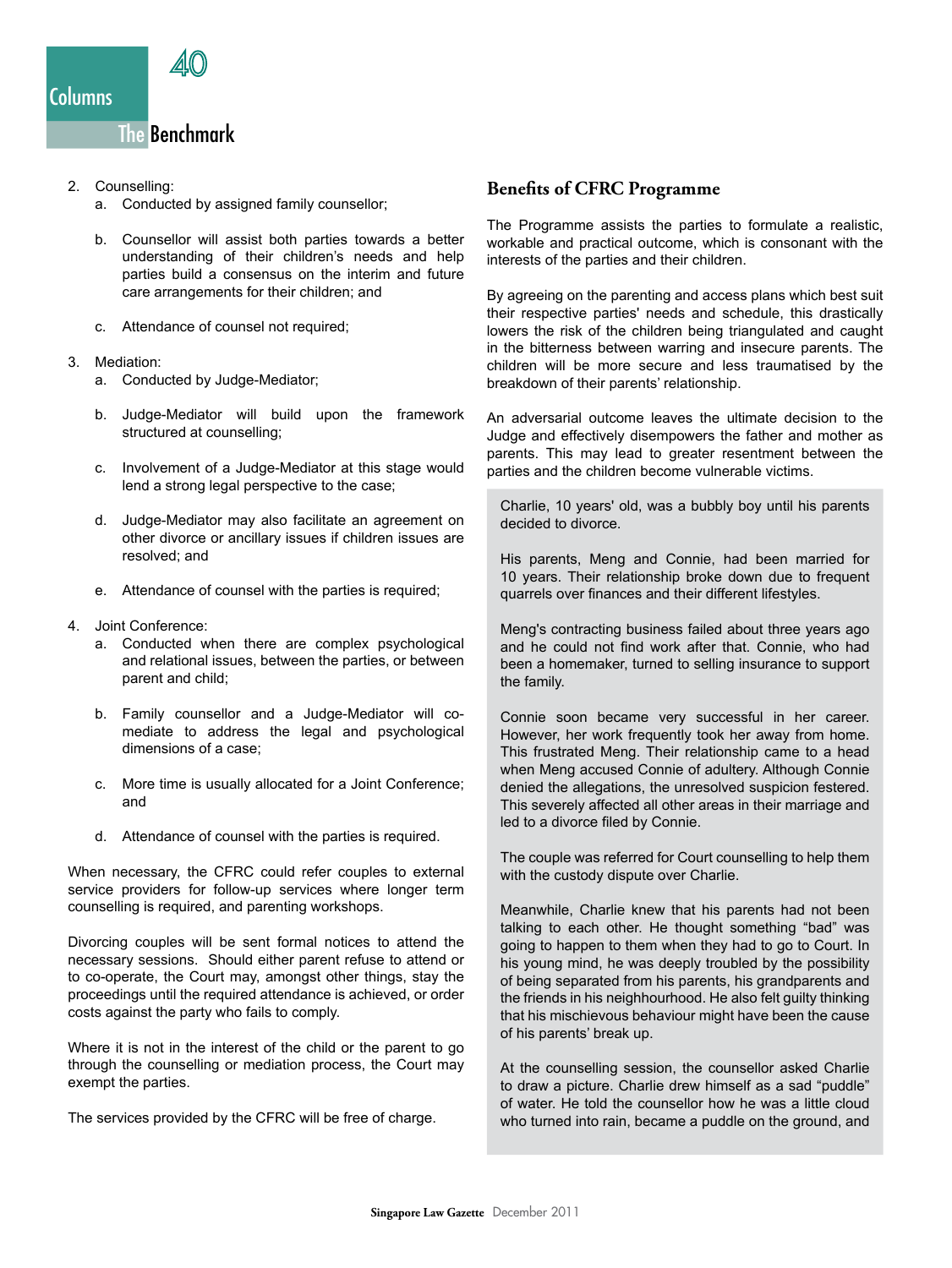2. Counselling:
    a. Conducted by assigned family counsellor;

    b. Counsellor will assist both parties towards a better understanding of their children's needs and help parties build a consensus on the interim and future care arrangements for their children; and

    c. Attendance of counsel not required;

3. Mediation:
    a. Conducted by Judge-Mediator;

    b. Judge-Mediator will build upon the framework structured at counselling;

    c. Involvement of a Judge-Mediator at this stage would lend a strong legal perspective to the case;

    d. Judge-Mediator may also facilitate an agreement on other divorce or ancillary issues if children issues are resolved; and

    e. Attendance of counsel with the parties is required;

4. Joint Conference:
    a. Conducted when there are complex psychological and relational issues, between the parties, or between parent and child;

    b. Family counsellor and a Judge-Mediator will co-mediate to address the legal and psychological dimensions of a case;

    c. More time is usually allocated for a Joint Conference; and

    d. Attendance of counsel with the parties is required.

When necessary, the CFRC could refer couples to external service providers for follow-up services where longer term counselling is required, and parenting workshops.

Divorcing couples will be sent formal notices to attend the necessary sessions. Should either parent refuse to attend or to co-operate, the Court may, amongst other things, stay the proceedings until the required attendance is achieved, or order costs against the party who fails to comply.

Where it is not in the interest of the child or the parent to go through the counselling or mediation process, the Court may exempt the parties.

The services provided by the CFRC will be free of charge.

## Benefits of CFRC Programme

The Programme assists the parties to formulate a realistic, workable and practical outcome, which is consonant with the interests of the parties and their children.

By agreeing on the parenting and access plans which best suit their respective parties' needs and schedule, this drastically lowers the risk of the children being triangulated and caught in the bitterness between warring and insecure parents. The children will be more secure and less traumatised by the breakdown of their parents' relationship.

An adversarial outcome leaves the ultimate decision to the Judge and effectively disempowers the father and mother as parents. This may lead to greater resentment between the parties and the children become vulnerable victims.

Charlie, 10 years' old, was a bubbly boy until his parents decided to divorce.

His parents, Meng and Connie, had been married for 10 years. Their relationship broke down due to frequent quarrels over finances and their different lifestyles.

Meng's contracting business failed about three years ago and he could not find work after that. Connie, who had been a homemaker, turned to selling insurance to support the family.

Connie soon became very successful in her career. However, her work frequently took her away from home. This frustrated Meng. Their relationship came to a head when Meng accused Connie of adultery. Although Connie denied the allegations, the unresolved suspicion festered. This severely affected all other areas in their marriage and led to a divorce filed by Connie.

The couple was referred for Court counselling to help them with the custody dispute over Charlie.

Meanwhile, Charlie knew that his parents had not been talking to each other. He thought something "bad" was going to happen to them when they had to go to Court. In his young mind, he was deeply troubled by the possibility of being separated from his parents, his grandparents and the friends in his neighbourhood. He also felt guilty thinking that his mischievous behaviour might have been the cause of his parents' break up.

At the counselling session, the counsellor asked Charlie to draw a picture. Charlie drew himself as a sad "puddle" of water. He told the counsellor how he was a little cloud who turned into rain, became a puddle on the ground, and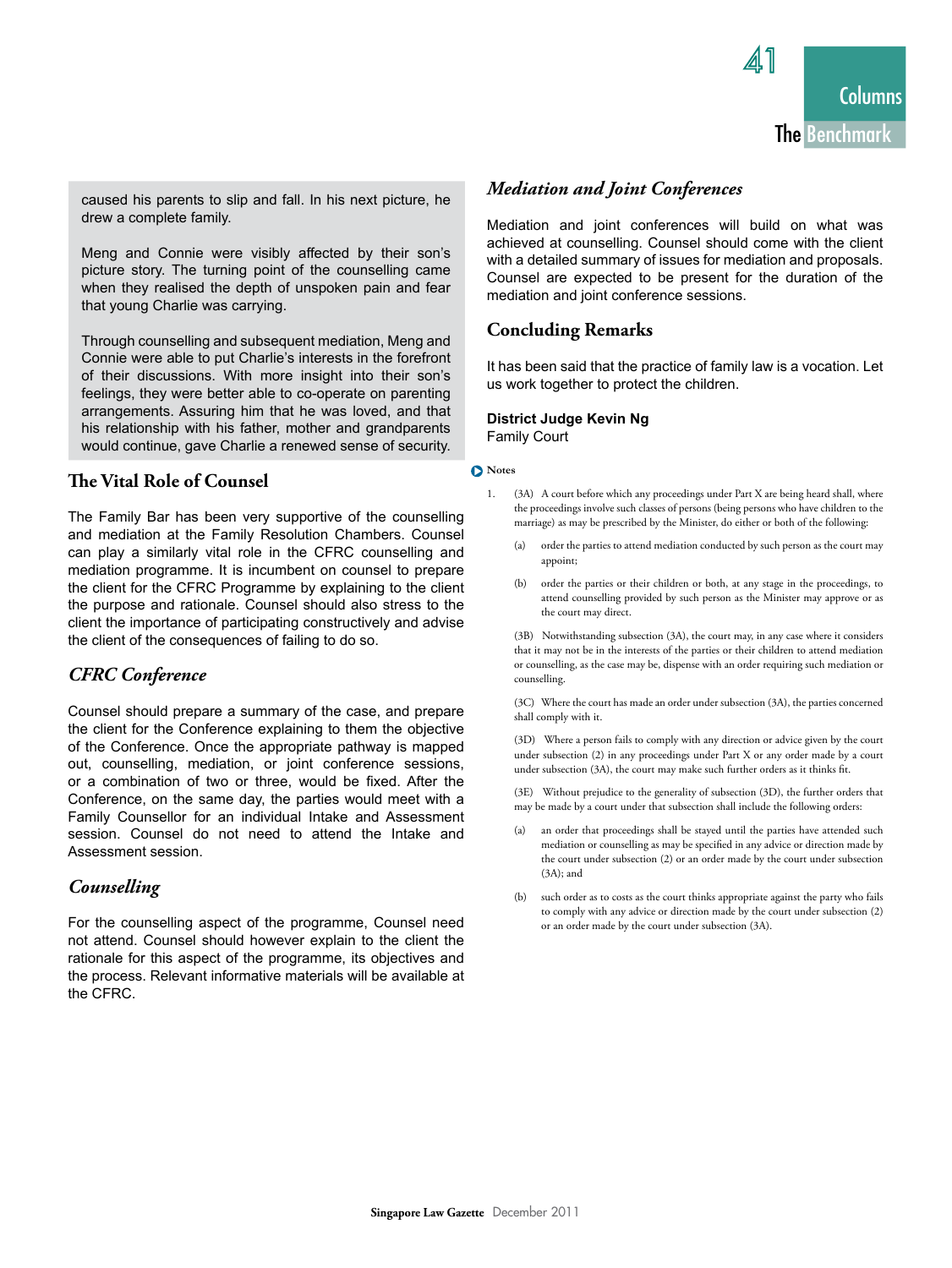caused his parents to slip and fall. In his next picture, he drew a complete family.

Meng and Connie were visibly affected by their son's picture story. The turning point of the counselling came when they realised the depth of unspoken pain and fear that young Charlie was carrying.

Through counselling and subsequent mediation, Meng and Connie were able to put Charlie's interests in the forefront of their discussions. With more insight into their son's feelings, they were better able to co-operate on parenting arrangements. Assuring him that he was loved, and that his relationship with his father, mother and grandparents would continue, gave Charlie a renewed sense of security.

## The Vital Role of Counsel

The Family Bar has been very supportive of the counselling and mediation at the Family Resolution Chambers. Counsel can play a similarly vital role in the CFRC counselling and mediation programme. It is incumbent on counsel to prepare the client for the CFRC Programme by explaining to the client the purpose and rationale. Counsel should also stress to the client the importance of participating constructively and advise the client of the consequences of failing to do so.

### *CFRC Conference*

Counsel should prepare a summary of the case, and prepare the client for the Conference explaining to them the objective of the Conference. Once the appropriate pathway is mapped out, counselling, mediation, or joint conference sessions, or a combination of two or three, would be fixed. After the Conference, on the same day, the parties would meet with a Family Counsellor for an individual Intake and Assessment session. Counsel do not need to attend the Intake and Assessment session.

### *Counselling*

For the counselling aspect of the programme, Counsel need not attend. Counsel should however explain to the client the rationale for this aspect of the programme, its objectives and the process. Relevant informative materials will be available at the CFRC.

### *Mediation and Joint Conferences*

Mediation and joint conferences will build on what was achieved at counselling. Counsel should come with the client with a detailed summary of issues for mediation and proposals. Counsel are expected to be present for the duration of the mediation and joint conference sessions.

## Concluding Remarks

It has been said that the practice of family law is a vocation. Let us work together to protect the children.

**District Judge Kevin Ng**
Family Court

**Notes**

1. (3A) A court before which any proceedings under Part X are being heard shall, where the proceedings involve such classes of persons (being persons who have children to the marriage) as may be prescribed by the Minister, do either or both of the following:

   (a) order the parties to attend mediation conducted by such person as the court may appoint;

   (b) order the parties or their children or both, at any stage in the proceedings, to attend counselling provided by such person as the Minister may approve or as the court may direct.

   (3B) Notwithstanding subsection (3A), the court may, in any case where it considers that it may not be in the interests of the parties or their children to attend mediation or counselling, as the case may be, dispense with an order requiring such mediation or counselling.

   (3C) Where the court has made an order under subsection (3A), the parties concerned shall comply with it.

   (3D) Where a person fails to comply with any direction or advice given by the court under subsection (2) in any proceedings under Part X or any order made by a court under subsection (3A), the court may make such further orders as it thinks fit.

   (3E) Without prejudice to the generality of subsection (3D), the further orders that may be made by a court under that subsection shall include the following orders:

   (a) an order that proceedings shall be stayed until the parties have attended such mediation or counselling as may be specified in any advice or direction made by the court under subsection (2) or an order made by the court under subsection (3A); and

   (b) such order as to costs as the court thinks appropriate against the party who fails to comply with any advice or direction made by the court under subsection (2) or an order made by the court under subsection (3A).